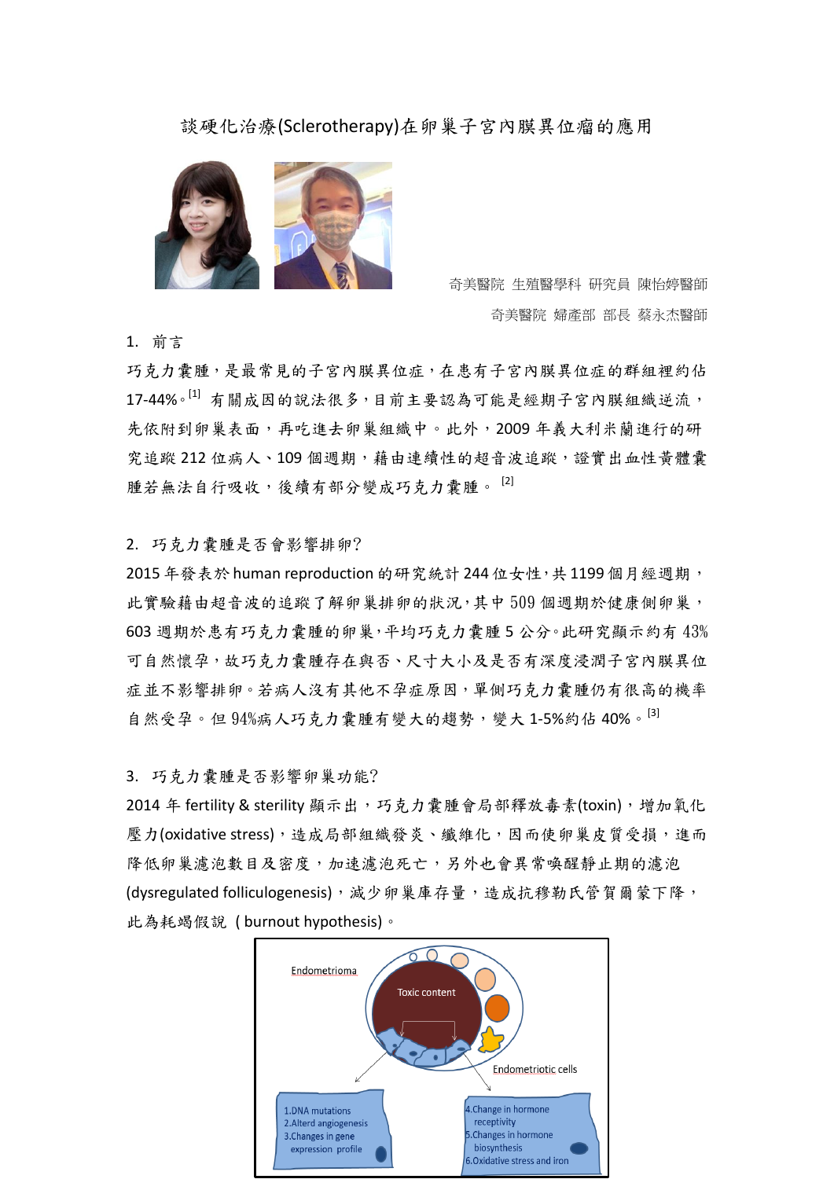# 談硬化治療(Sclerotherapy)在卵巢子宮內膜異位瘤的應用

奇美醫院 生殖醫學科 研究員 陳怡婷醫師

奇美醫院 婦產部 部長 蔡永杰醫師

## 1. 前言

巧克力囊腫，是最常見的子宮內膜異位症，在患有子宮內膜異位症的群組裡約佔17-44%。[1] 有關成因的說法很多，目前主要認為可能是經期子宮內膜組織逆流，先依附到卵巢表面，再吃進去卵巢組織中。此外，2009 年義大利米蘭進行的研究追蹤 212 位病人、109 個週期，藉由連續性的超音波追蹤，證實出血性黃體囊腫若無法自行吸收，後續有部分變成巧克力囊腫。[2]

## 2. 巧克力囊腫是否會影響排卵?

2015 年發表於 human reproduction 的研究統計 244 位女性，共 1199 個月經週期，此實驗藉由超音波的追蹤了解卵巢排卵的狀況，其中 509 個週期於健康側卵巢，603 週期於患有巧克力囊腫的卵巢，平均巧克力囊腫 5 公分。此研究顯示約有 43%可自然懷孕，故巧克力囊腫存在與否、尺寸大小及是否有深度浸潤子宮內膜異位症並不影響排卵。若病人沒有其他不孕症原因，單側巧克力囊腫仍有很高的機率自然受孕。但 94%病人巧克力囊腫有變大的趨勢，變大 1-5%約佔 40%。[3]

## 3. 巧克力囊腫是否影響卵巢功能?

2014 年 fertility & sterility 顯示出，巧克力囊腫會局部釋放毒素(toxin)，增加氧化壓力(oxidative stress)，造成局部組織發炎、纖維化，因而使卵巢皮質受損，進而降低卵巢濾泡數目及密度，加速濾泡死亡，另外也會異常喚醒靜止期的濾泡(dysregulated folliculogenesis)，減少卵巢庫存量，造成抗穆勒氏管賀爾蒙下降，此為耗竭假說 ( burnout hypothesis)。

Endometrioma

Toxic content

Endometriotic cells

1.DNA mutations
2.Alterd angiogenesis
3.Changes in gene expression profile

4.Change in hormone receptivity
5.Changes in hormone biosynthesis
6.Oxidative stress and iron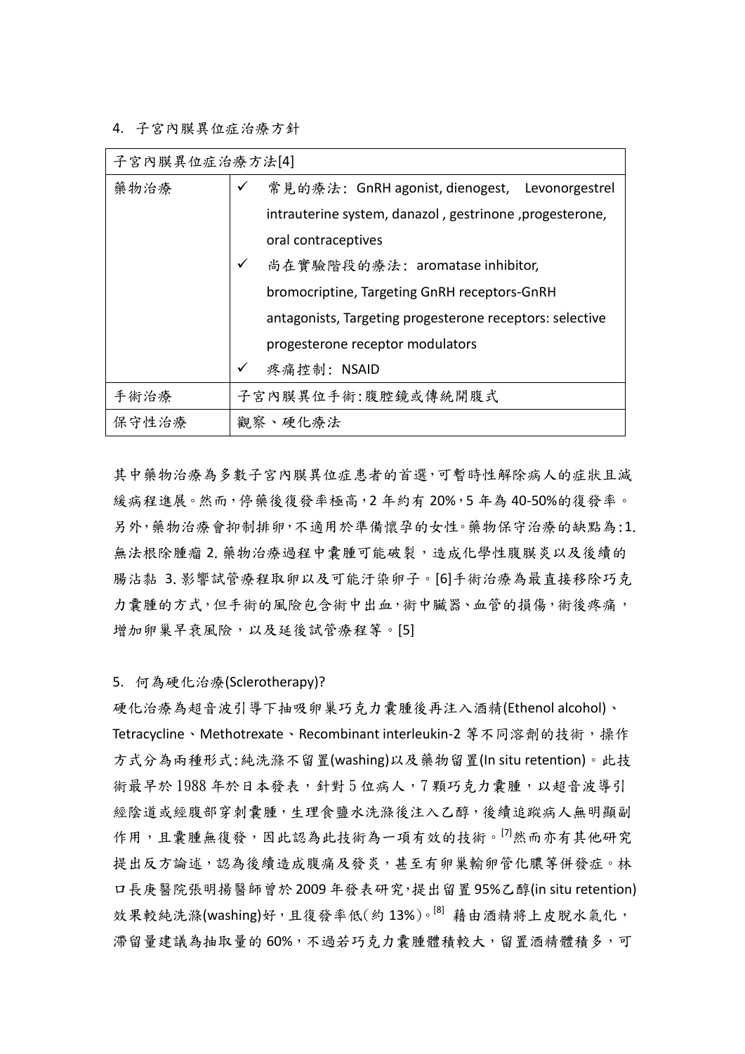4. 子宮內膜異位症治療方針

| 子宮內膜異位症治療方法[4] | |
|---|---|
| 藥物治療 | ✓ 常見的療法：GnRH agonist, dienogest, Levonorgestrel intrauterine system, danazol , gestrinone ,progesterone, oral contraceptives<br>✓ 尚在實驗階段的療法：aromatase inhibitor, bromocriptine, Targeting GnRH receptors-GnRH antagonists, Targeting progesterone receptors: selective progesterone receptor modulators<br>✓ 疼痛控制：NSAID |
| 手術治療 | 子宮內膜異位手術:腹腔鏡或傳統開腹式 |
| 保守性治療 | 觀察、硬化療法 |

其中藥物治療為多數子宮內膜異位症患者的首選,可暫時性解除病人的症狀且減緩病程進展。然而,停藥後復發率極高,2 年約有 20%,5 年為 40-50%的復發率。另外,藥物治療會抑制排卵,不適用於準備懷孕的女性。藥物保守治療的缺點為:1. 無法根除腫瘤 2. 藥物治療過程中囊腫可能破裂，造成化學性腹膜炎以及後續的腸沾黏 3. 影響試管療程取卵以及可能汙染卵子。[6]手術治療為最直接移除巧克力囊腫的方式,但手術的風險包含術中出血,術中臟器、血管的損傷,術後疼痛，增加卵巢早衰風險，以及延後試管療程等。[5]

5. 何為硬化治療(Sclerotherapy)?

硬化治療為超音波引導下抽吸卵巢巧克力囊腫後再注入酒精(Ethenol alcohol)、Tetracycline、Methotrexate、Recombinant interleukin-2 等不同溶劑的技術，操作方式分為兩種形式:純洗滌不留置(washing)以及藥物留置(In situ retention)。此技術最早於 1988 年於日本發表，針對 5 位病人，7 顆巧克力囊腫，以超音波導引經陰道或經腹部穿刺囊腫，生理食鹽水洗滌後注入乙醇，後續追蹤病人無明顯副作用，且囊腫無復發，因此認為此技術為一項有效的技術。[7]然而亦有其他研究提出反方論述，認為後續造成腹痛及發炎，甚至有卵巢輸卵管化膿等併發症。林口長庚醫院張明揚醫師曾於 2009 年發表研究,提出留置 95%乙醇(in situ retention)效果較純洗滌(washing)好，且復發率低(約 13%)。[8] 藉由酒精將上皮脫水氣化，滯留量建議為抽取量的 60%，不過若巧克力囊腫體積較大，留置酒精體積多，可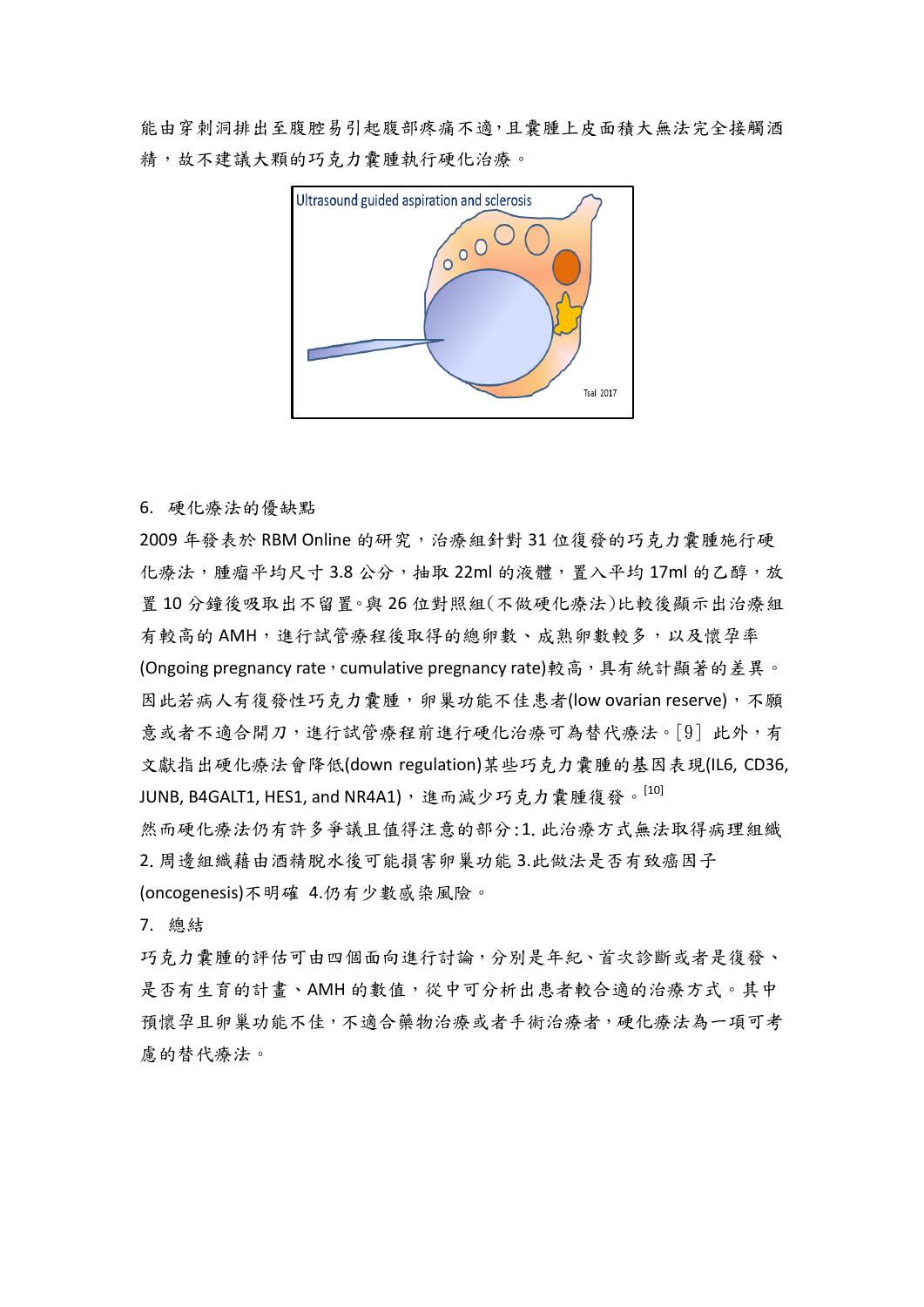能由穿刺洞排出至腹腔易引起腹部疼痛不適，且囊腫上皮面積大無法完全接觸酒精，故不建議大顆的巧克力囊腫執行硬化治療。

6. 硬化療法的優缺點

2009 年發表於 RBM Online 的研究，治療組針對 31 位復發的巧克力囊腫施行硬化療法，腫瘤平均尺寸 3.8 公分，抽取 22ml 的液體，置入平均 17ml 的乙醇，放置 10 分鐘後吸取出不留置。與 26 位對照組（不做硬化療法）比較後顯示出治療組有較高的 AMH，進行試管療程後取得的總卵數、成熟卵數較多，以及懷孕率(Ongoing pregnancy rate，cumulative pregnancy rate)較高，具有統計顯著的差異。因此若病人有復發性巧克力囊腫，卵巢功能不佳患者(low ovarian reserve)，不願意或者不適合開刀，進行試管療程前進行硬化治療可為替代療法。[9] 此外，有文獻指出硬化療法會降低(down regulation)某些巧克力囊腫的基因表現(IL6, CD36, JUNB, B4GALT1, HES1, and NR4A1)，進而減少巧克力囊腫復發。[10]

然而硬化療法仍有許多爭議且值得注意的部分：1. 此治療方式無法取得病理組織 2. 周邊組織藉由酒精脫水後可能損害卵巢功能 3.此做法是否有致癌因子(oncogenesis)不明確 4.仍有少數感染風險。

7. 總結

巧克力囊腫的評估可由四個面向進行討論，分別是年紀、首次診斷或者是復發、是否有生育的計畫、AMH 的數值，從中可分析出患者較合適的治療方式。其中預懷孕且卵巢功能不佳，不適合藥物治療或者手術治療者，硬化療法為一項可考慮的替代療法。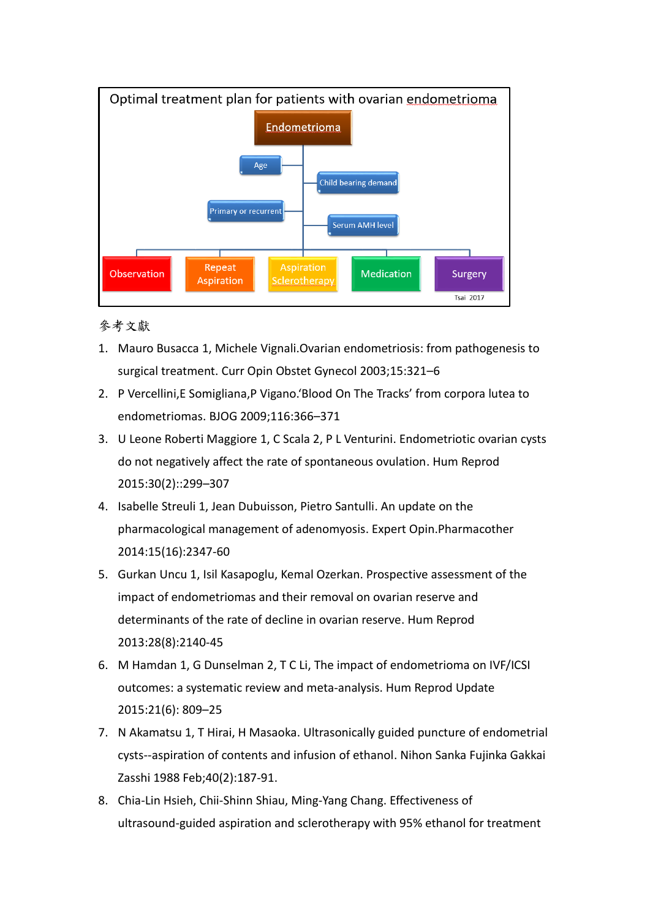Optimal treatment plan for patients with ovarian endometrioma

Endometrioma

- Age
- Child bearing demand
- Primary or recurrent
- Serum AMH level

Observation | Repeat Aspiration | Aspiration Sclerotherapy | Medication | Surgery

Tsai 2017

参考文獻

1. Mauro Busacca 1, Michele Vignali.Ovarian endometriosis: from pathogenesis to surgical treatment. Curr Opin Obstet Gynecol 2003;15:321–6
2. P Vercellini,E Somigliana,P Vigano.'Blood On The Tracks' from corpora lutea to endometriomas. BJOG 2009;116:366–371
3. U Leone Roberti Maggiore 1, C Scala 2, P L Venturini. Endometriotic ovarian cysts do not negatively affect the rate of spontaneous ovulation. Hum Reprod 2015:30(2)::299–307
4. Isabelle Streuli 1, Jean Dubuisson, Pietro Santulli. An update on the pharmacological management of adenomyosis. Expert Opin.Pharmacother 2014:15(16):2347-60
5. Gurkan Uncu 1, Isil Kasapoglu, Kemal Ozerkan. Prospective assessment of the impact of endometriomas and their removal on ovarian reserve and determinants of the rate of decline in ovarian reserve. Hum Reprod 2013:28(8):2140-45
6. M Hamdan 1, G Dunselman 2, T C Li, The impact of endometrioma on IVF/ICSI outcomes: a systematic review and meta-analysis. Hum Reprod Update 2015:21(6): 809–25
7. N Akamatsu 1, T Hirai, H Masaoka. Ultrasonically guided puncture of endometrial cysts--aspiration of contents and infusion of ethanol. Nihon Sanka Fujinka Gakkai Zasshi 1988 Feb;40(2):187-91.
8. Chia-Lin Hsieh, Chii-Shinn Shiau, Ming-Yang Chang. Effectiveness of ultrasound-guided aspiration and sclerotherapy with 95% ethanol for treatment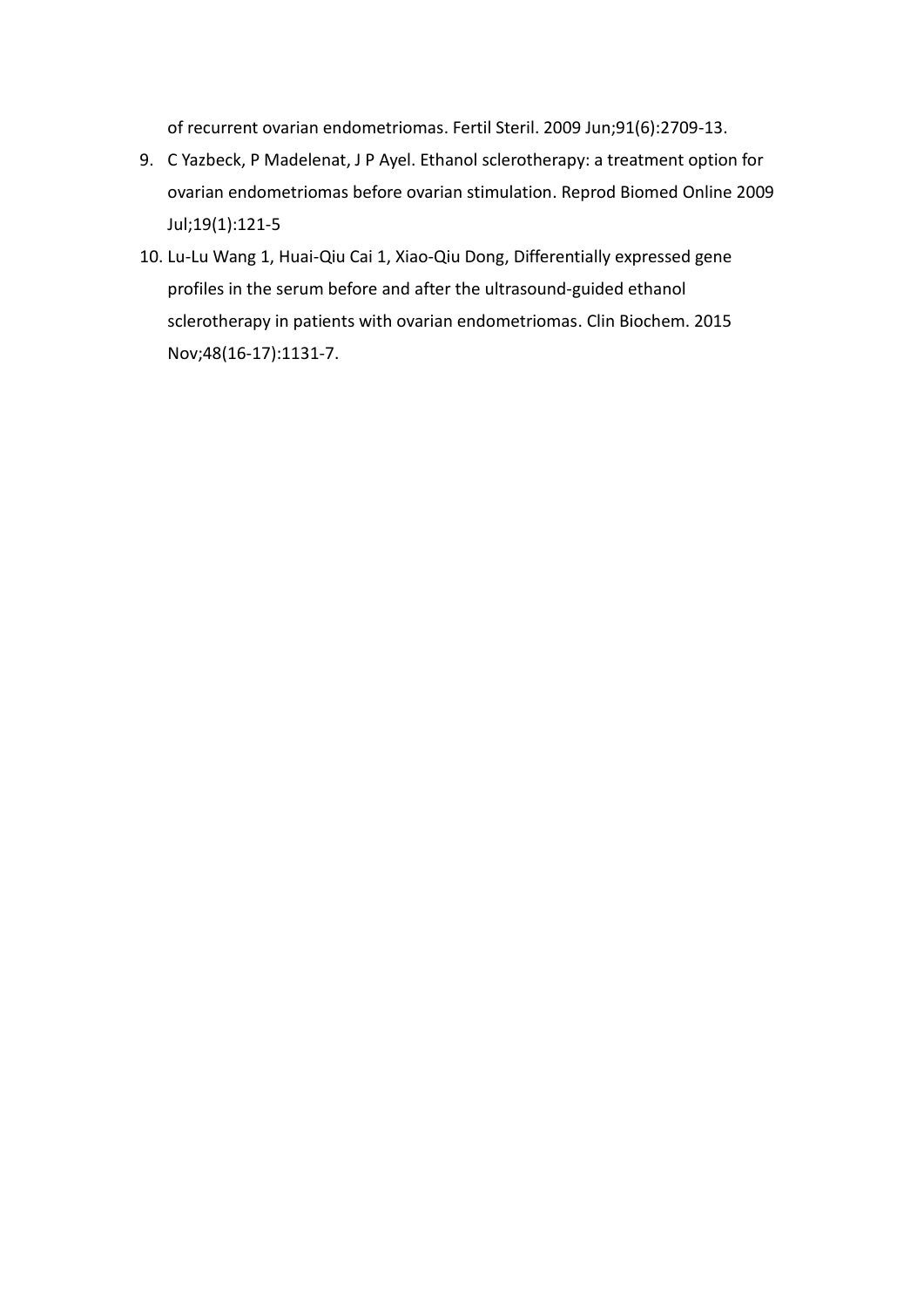of recurrent ovarian endometriomas. Fertil Steril. 2009 Jun;91(6):2709-13.

9. C Yazbeck, P Madelenat, J P Ayel. Ethanol sclerotherapy: a treatment option for ovarian endometriomas before ovarian stimulation. Reprod Biomed Online 2009 Jul;19(1):121-5
10. Lu-Lu Wang 1, Huai-Qiu Cai 1, Xiao-Qiu Dong, Differentially expressed gene profiles in the serum before and after the ultrasound-guided ethanol sclerotherapy in patients with ovarian endometriomas. Clin Biochem. 2015 Nov;48(16-17):1131-7.